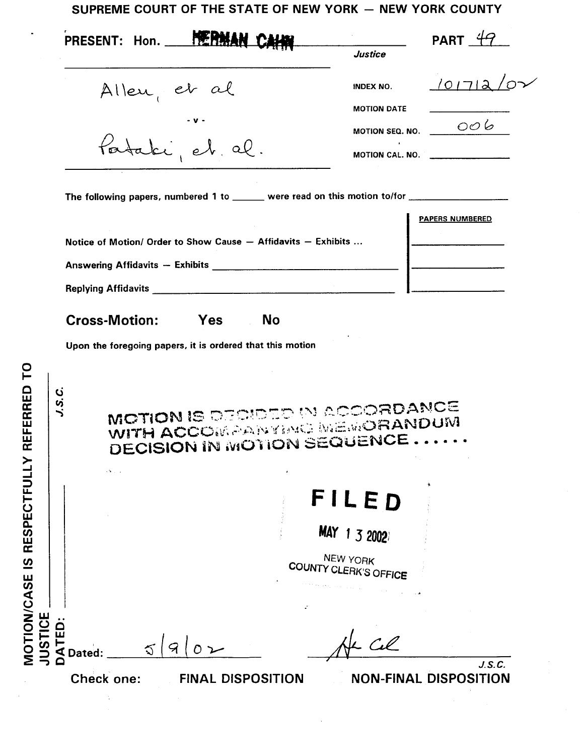# SUPREME COURT OF THE STATE OF NEW YORK — NEW YORK COUNTY

**PRESENT: Hon.** HERMAN CAHN **PART** 49

*Justice*

Allen, et al

- v -

Pataki, et. al.

| | |
|---|---|
| INDEX NO. | 101712/02 |
| MOTION DATE | |
| MOTION SEQ. NO. | 006 |
| MOTION CAL. NO. | |

The following papers, numbered 1 to ______ were read on this motion to/for ____________

| | PAPERS NUMBERED |
|---|---|
| Notice of Motion/ Order to Show Cause — Affidavits — Exhibits ... | |
| Answering Affidavits — Exhibits | |
| Replying Affidavits | |

**Cross-Motion:** Yes No

Upon the foregoing papers, it is ordered that this motion

MOTION IS DECIDED IN ACCORDANCE WITH ACCOMPANYING MEMORANDUM DECISION IN MOTION SEQUENCE ......

**FILED**

MAY 1 3 2002

NEW YORK COUNTY CLERK'S OFFICE

MOTION/CASE IS RESPECTFULLY REFERRED TO JUSTICE ______ J.S.C.

DATED: ______

Dated: 5/9/02

H Cahn

J.S.C.

Check one: FINAL DISPOSITION NON-FINAL DISPOSITION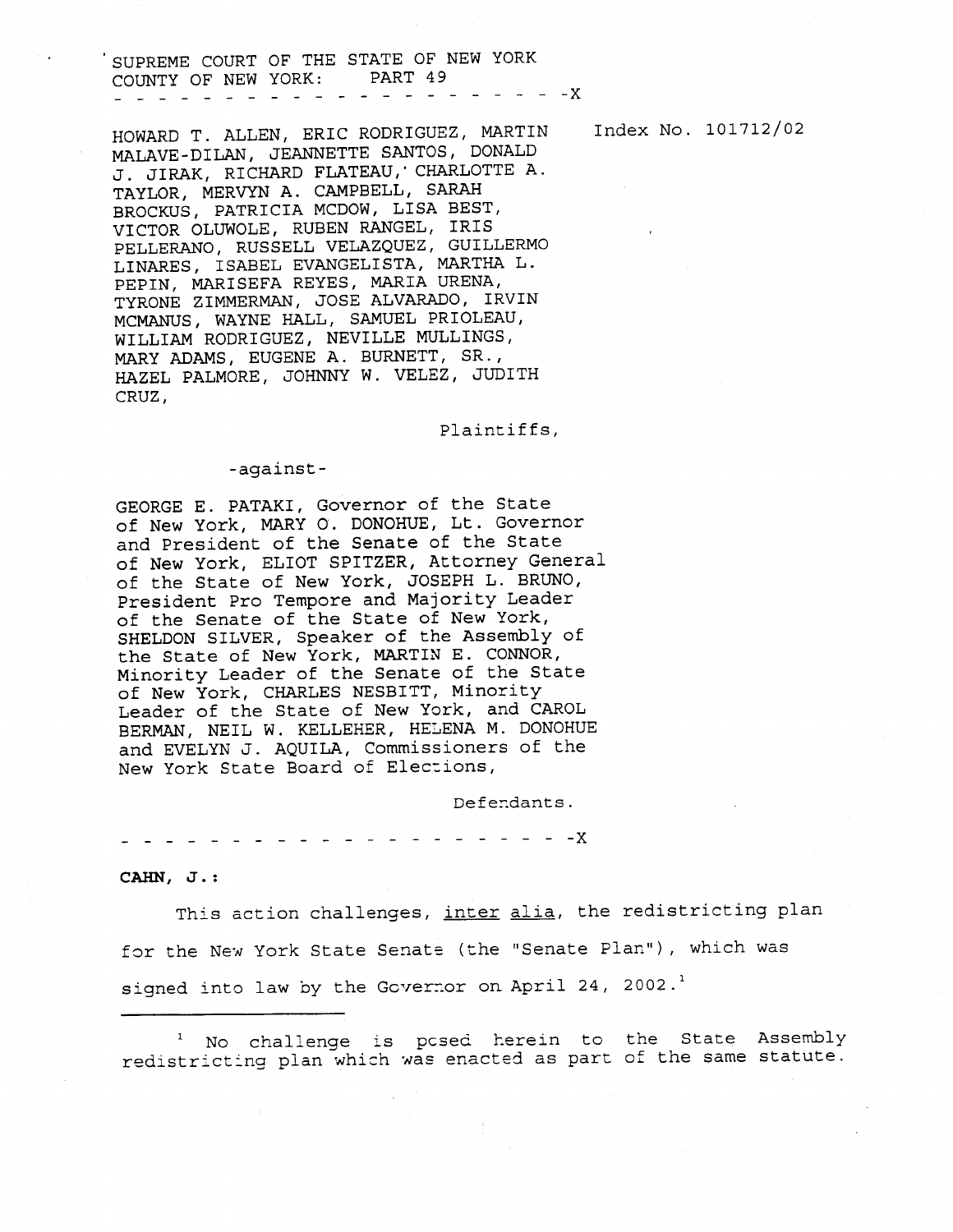SUPREME COURT OF THE STATE OF NEW YORK
COUNTY OF NEW YORK: PART 49

- - - - - - - - - - - - - - - - - - - - - - -X

HOWARD T. ALLEN, ERIC RODRIGUEZ, MARTIN MALAVE-DILAN, JEANNETTE SANTOS, DONALD J. JIRAK, RICHARD FLATEAU, CHARLOTTE A. TAYLOR, MERVYN A. CAMPBELL, SARAH BROCKUS, PATRICIA MCDOW, LISA BEST, VICTOR OLUWOLE, RUBEN RANGEL, IRIS PELLERANO, RUSSELL VELAZQUEZ, GUILLERMO LINARES, ISABEL EVANGELISTA, MARTHA L. PEPIN, MARISEFA REYES, MARIA URENA, TYRONE ZIMMERMAN, JOSE ALVARADO, IRVIN MCMANUS, WAYNE HALL, SAMUEL PRIOLEAU, WILLIAM RODRIGUEZ, NEVILLE MULLINGS, MARY ADAMS, EUGENE A. BURNETT, SR., HAZEL PALMORE, JOHNNY W. VELEZ, JUDITH CRUZ,

Index No. 101712/02

Plaintiffs,

-against-

GEORGE E. PATAKI, Governor of the State of New York, MARY O. DONOHUE, Lt. Governor and President of the Senate of the State of New York, ELIOT SPITZER, Attorney General of the State of New York, JOSEPH L. BRUNO, President Pro Tempore and Majority Leader of the Senate of the State of New York, SHELDON SILVER, Speaker of the Assembly of the State of New York, MARTIN E. CONNOR, Minority Leader of the Senate of the State of New York, CHARLES NESBITT, Minority Leader of the State of New York, and CAROL BERMAN, NEIL W. KELLEHER, HELENA M. DONOHUE and EVELYN J. AQUILA, Commissioners of the New York State Board of Elections,

Defendants.

- - - - - - - - - - - - - - - - - - - - - - -X

**CAHN, J.:**

This action challenges, inter alia, the redistricting plan for the New York State Senate (the "Senate Plan"), which was signed into law by the Governor on April 24, 2002.[1]

[1] No challenge is posed herein to the State Assembly redistricting plan which was enacted as part of the same statute.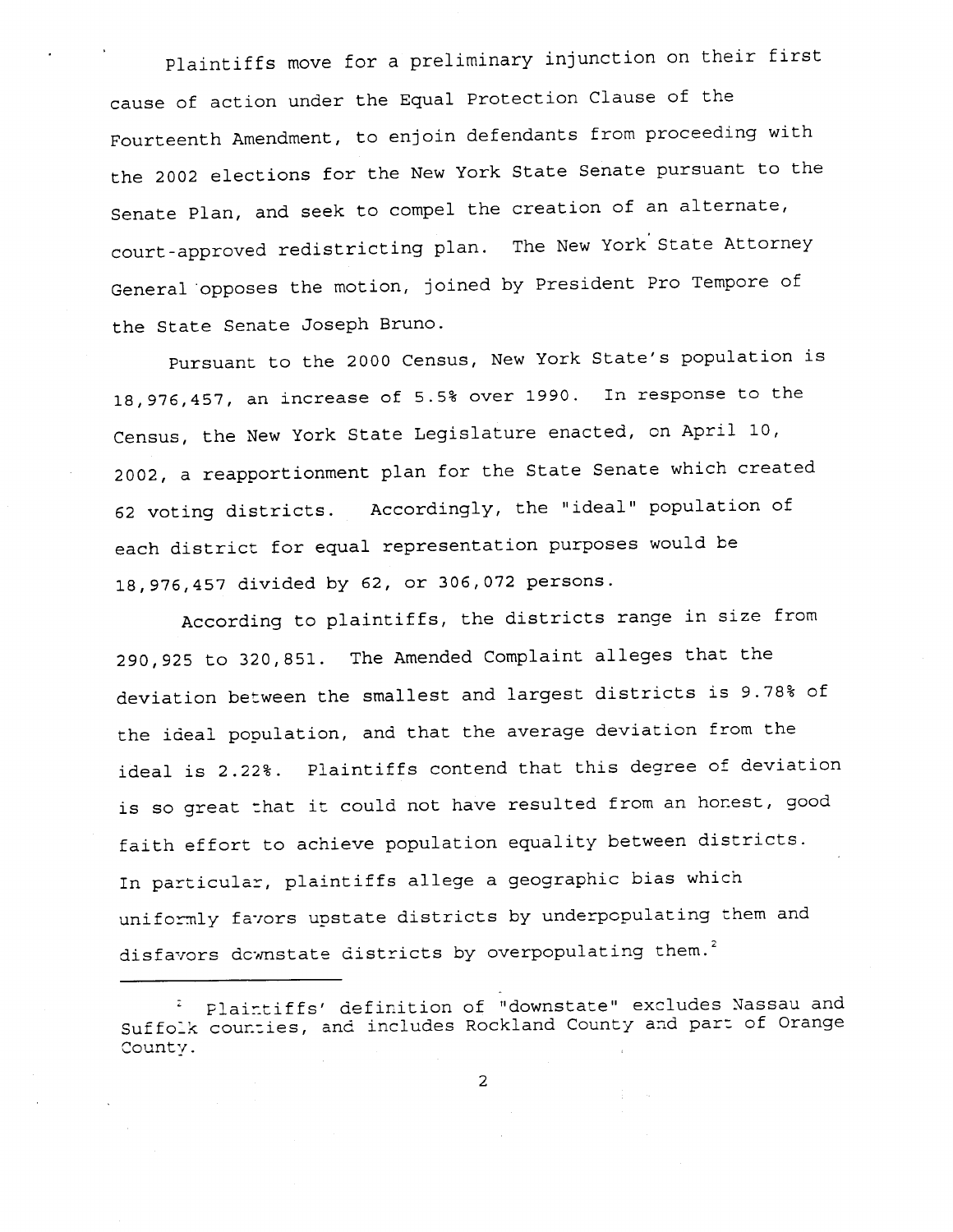Plaintiffs move for a preliminary injunction on their first cause of action under the Equal Protection Clause of the Fourteenth Amendment, to enjoin defendants from proceeding with the 2002 elections for the New York State Senate pursuant to the Senate Plan, and seek to compel the creation of an alternate, court-approved redistricting plan. The New York State Attorney General opposes the motion, joined by President Pro Tempore of the State Senate Joseph Bruno.

Pursuant to the 2000 Census, New York State's population is 18,976,457, an increase of 5.5% over 1990. In response to the Census, the New York State Legislature enacted, on April 10, 2002, a reapportionment plan for the State Senate which created 62 voting districts. Accordingly, the "ideal" population of each district for equal representation purposes would be 18,976,457 divided by 62, or 306,072 persons.

According to plaintiffs, the districts range in size from 290,925 to 320,851. The Amended Complaint alleges that the deviation between the smallest and largest districts is 9.78% of the ideal population, and that the average deviation from the ideal is 2.22%. Plaintiffs contend that this degree of deviation is so great that it could not have resulted from an honest, good faith effort to achieve population equality between districts. In particular, plaintiffs allege a geographic bias which uniformly favors upstate districts by underpopulating them and disfavors downstate districts by overpopulating them.[2]

---

[2] Plaintiffs' definition of "downstate" excludes Nassau and Suffolk counties, and includes Rockland County and part of Orange County.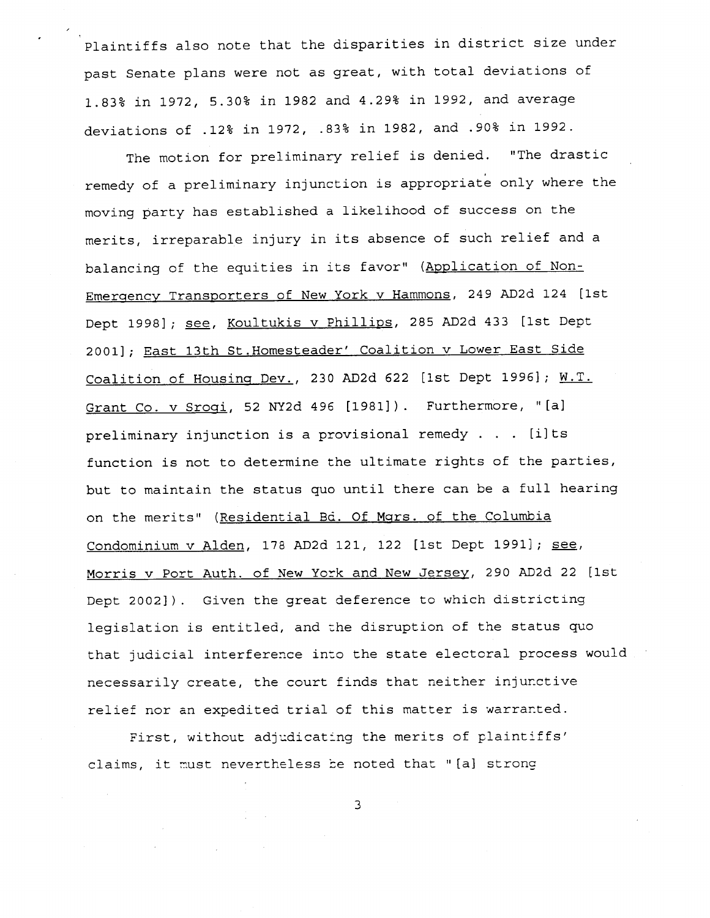Plaintiffs also note that the disparities in district size under past Senate plans were not as great, with total deviations of 1.83% in 1972, 5.30% in 1982 and 4.29% in 1992, and average deviations of .12% in 1972, .83% in 1982, and .90% in 1992.

The motion for preliminary relief is denied. "The drastic remedy of a preliminary injunction is appropriate only where the moving party has established a likelihood of success on the merits, irreparable injury in its absence of such relief and a balancing of the equities in its favor" (Application of Non-Emergency Transporters of New York v Hammons, 249 AD2d 124 [1st Dept 1998]; see, Koultukis v Phillips, 285 AD2d 433 [1st Dept 2001]; East 13th St.Homesteader' Coalition v Lower East Side Coalition of Housing Dev., 230 AD2d 622 [1st Dept 1996]; W.T. Grant Co. v Srogi, 52 NY2d 496 [1981]). Furthermore, "[a] preliminary injunction is a provisional remedy . . . [i]ts function is not to determine the ultimate rights of the parties, but to maintain the status quo until there can be a full hearing on the merits" (Residential Bd. Of Mgrs. of the Columbia Condominium v Alden, 178 AD2d 121, 122 [1st Dept 1991]; see, Morris v Port Auth. of New York and New Jersey, 290 AD2d 22 [1st Dept 2002]). Given the great deference to which districting legislation is entitled, and the disruption of the status quo that judicial interference into the state electoral process would necessarily create, the court finds that neither injunctive relief nor an expedited trial of this matter is warranted.

First, without adjudicating the merits of plaintiffs' claims, it must nevertheless be noted that "[a] strong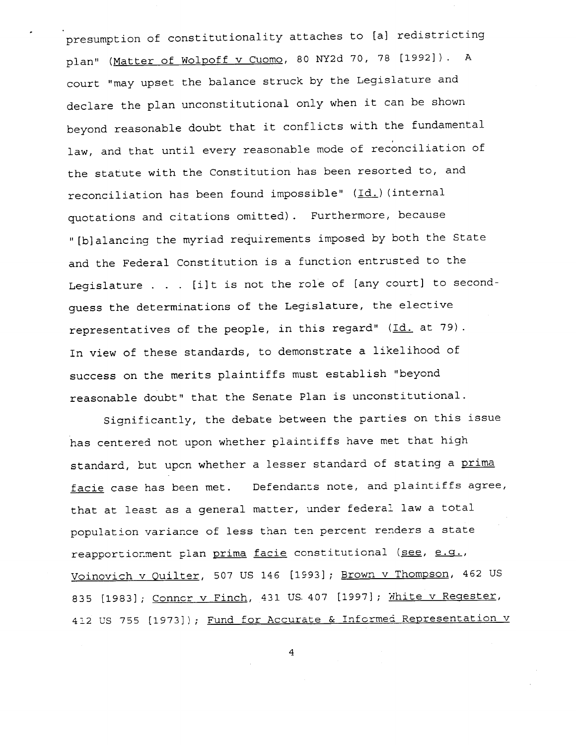presumption of constitutionality attaches to [a] redistricting plan" (Matter of Wolpoff v Cuomo, 80 NY2d 70, 78 [1992]). A court "may upset the balance struck by the Legislature and declare the plan unconstitutional only when it can be shown beyond reasonable doubt that it conflicts with the fundamental law, and that until every reasonable mode of reconciliation of the statute with the Constitution has been resorted to, and reconciliation has been found impossible" (Id.)(internal quotations and citations omitted). Furthermore, because "[b]alancing the myriad requirements imposed by both the State and the Federal Constitution is a function entrusted to the Legislature . . . [i]t is not the role of [any court] to second-guess the determinations of the Legislature, the elective representatives of the people, in this regard" (Id. at 79). In view of these standards, to demonstrate a likelihood of success on the merits plaintiffs must establish "beyond reasonable doubt" that the Senate Plan is unconstitutional.

Significantly, the debate between the parties on this issue has centered not upon whether plaintiffs have met that high standard, but upon whether a lesser standard of stating a prima facie case has been met. Defendants note, and plaintiffs agree, that at least as a general matter, under federal law a total population variance of less than ten percent renders a state reapportionment plan prima facie constitutional (see, e.g., Voinovich v Quilter, 507 US 146 [1993]; Brown v Thompson, 462 US 835 [1983]; Connor v Finch, 431 US 407 [1997]; White v Regester, 412 US 755 [1973]); Fund for Accurate & Informed Representation v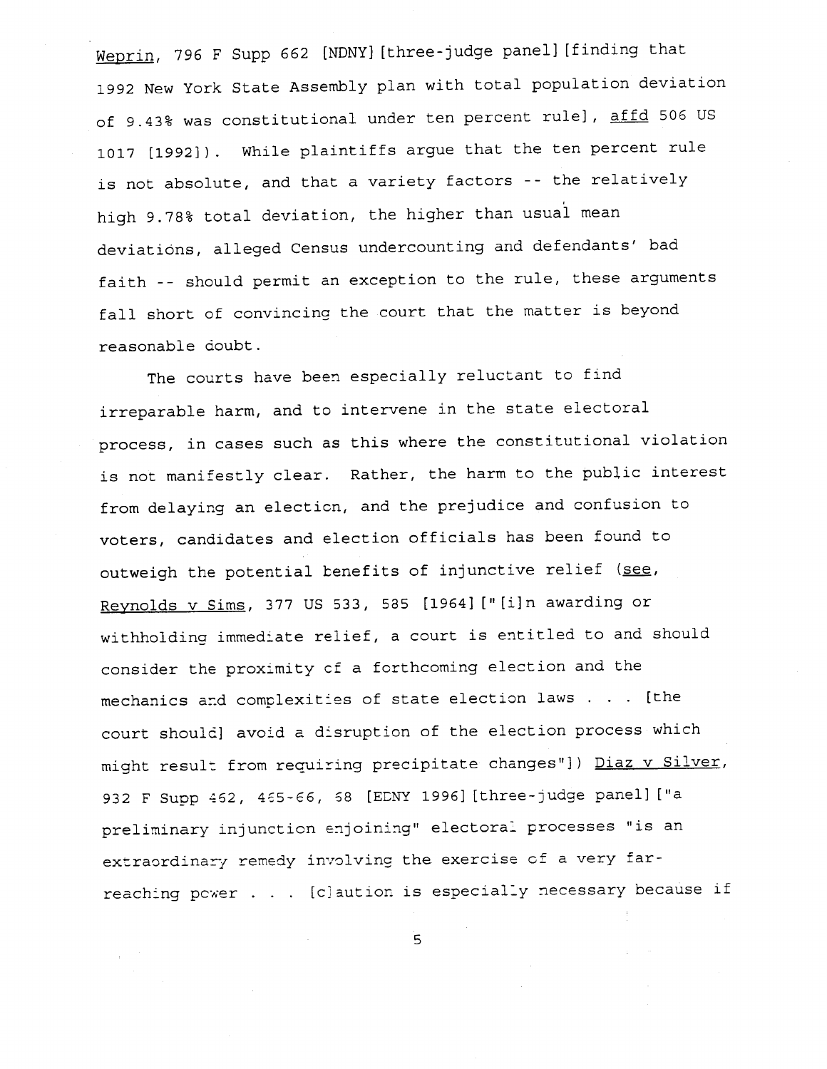Weprin, 796 F Supp 662 [NDNY][three-judge panel][finding that 1992 New York State Assembly plan with total population deviation of 9.43% was constitutional under ten percent rule], affd 506 US 1017 [1992]). While plaintiffs argue that the ten percent rule is not absolute, and that a variety factors -- the relatively high 9.78% total deviation, the higher than usual mean deviations, alleged Census undercounting and defendants' bad faith -- should permit an exception to the rule, these arguments fall short of convincing the court that the matter is beyond reasonable doubt.

The courts have been especially reluctant to find irreparable harm, and to intervene in the state electoral process, in cases such as this where the constitutional violation is not manifestly clear. Rather, the harm to the public interest from delaying an election, and the prejudice and confusion to voters, candidates and election officials has been found to outweigh the potential benefits of injunctive relief (see, Reynolds v Sims, 377 US 533, 585 [1964] ["[i]n awarding or withholding immediate relief, a court is entitled to and should consider the proximity of a forthcoming election and the mechanics and complexities of state election laws . . . [the court should] avoid a disruption of the election process which might result from requiring precipitate changes"]) Diaz v Silver, 932 F Supp 462, 465-66, 68 [EDNY 1996][three-judge panel] ["a preliminary injunction enjoining" electoral processes "is an extraordinary remedy involving the exercise of a very far-reaching power . . . [c]aution is especially necessary because if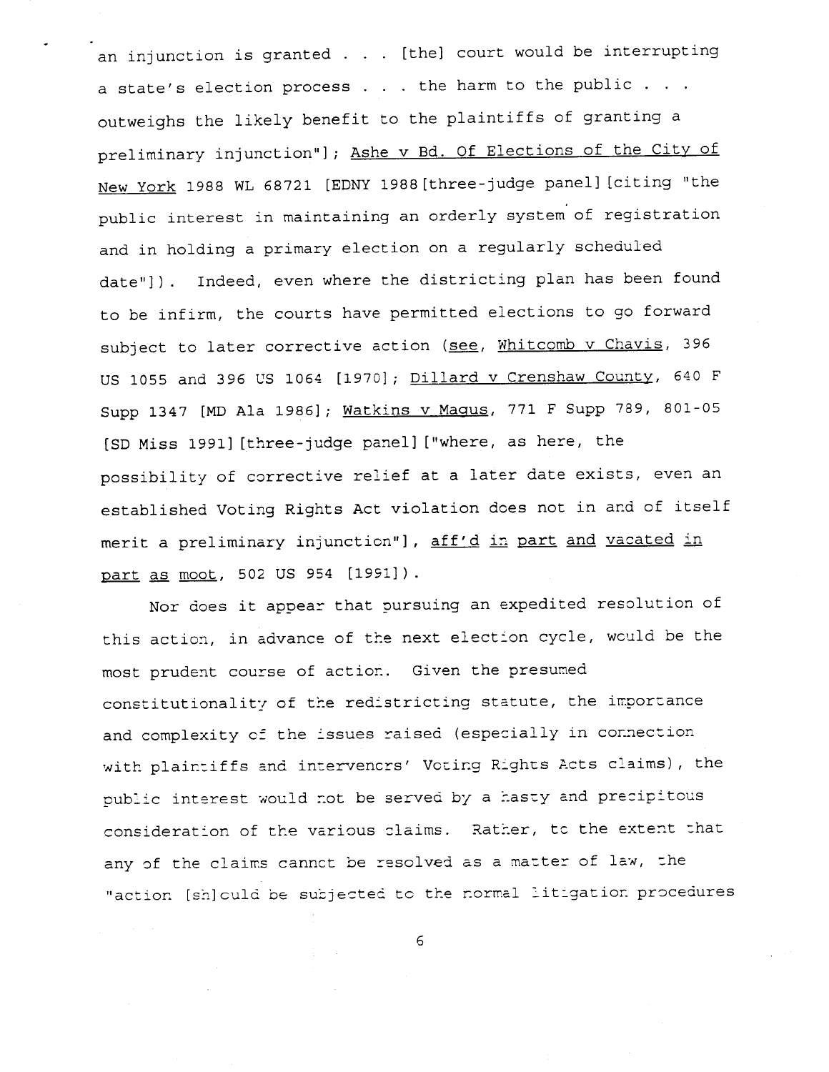an injunction is granted . . . [the] court would be interrupting a state's election process . . . the harm to the public . . . outweighs the likely benefit to the plaintiffs of granting a preliminary injunction"]; Ashe v Bd. Of Elections of the City of New York 1988 WL 68721 [EDNY 1988[three-judge panel][citing "the public interest in maintaining an orderly system of registration and in holding a primary election on a regularly scheduled date"]). Indeed, even where the districting plan has been found to be infirm, the courts have permitted elections to go forward subject to later corrective action (see, Whitcomb v Chavis, 396 US 1055 and 396 US 1064 [1970]; Dillard v Crenshaw County, 640 F Supp 1347 [MD Ala 1986]; Watkins v Magus, 771 F Supp 789, 801-05 [SD Miss 1991][three-judge panel]["where, as here, the possibility of corrective relief at a later date exists, even an established Voting Rights Act violation does not in and of itself merit a preliminary injunction"], aff'd in part and vacated in part as moot, 502 US 954 [1991]).

Nor does it appear that pursuing an expedited resolution of this action, in advance of the next election cycle, would be the most prudent course of action. Given the presumed constitutionality of the redistricting statute, the importance and complexity of the issues raised (especially in connection with plaintiffs and intervenors' Voting Rights Acts claims), the public interest would not be served by a hasty and precipitous consideration of the various claims. Rather, to the extent that any of the claims cannot be resolved as a matter of law, the "action [sh]ould be subjected to the normal litigation procedures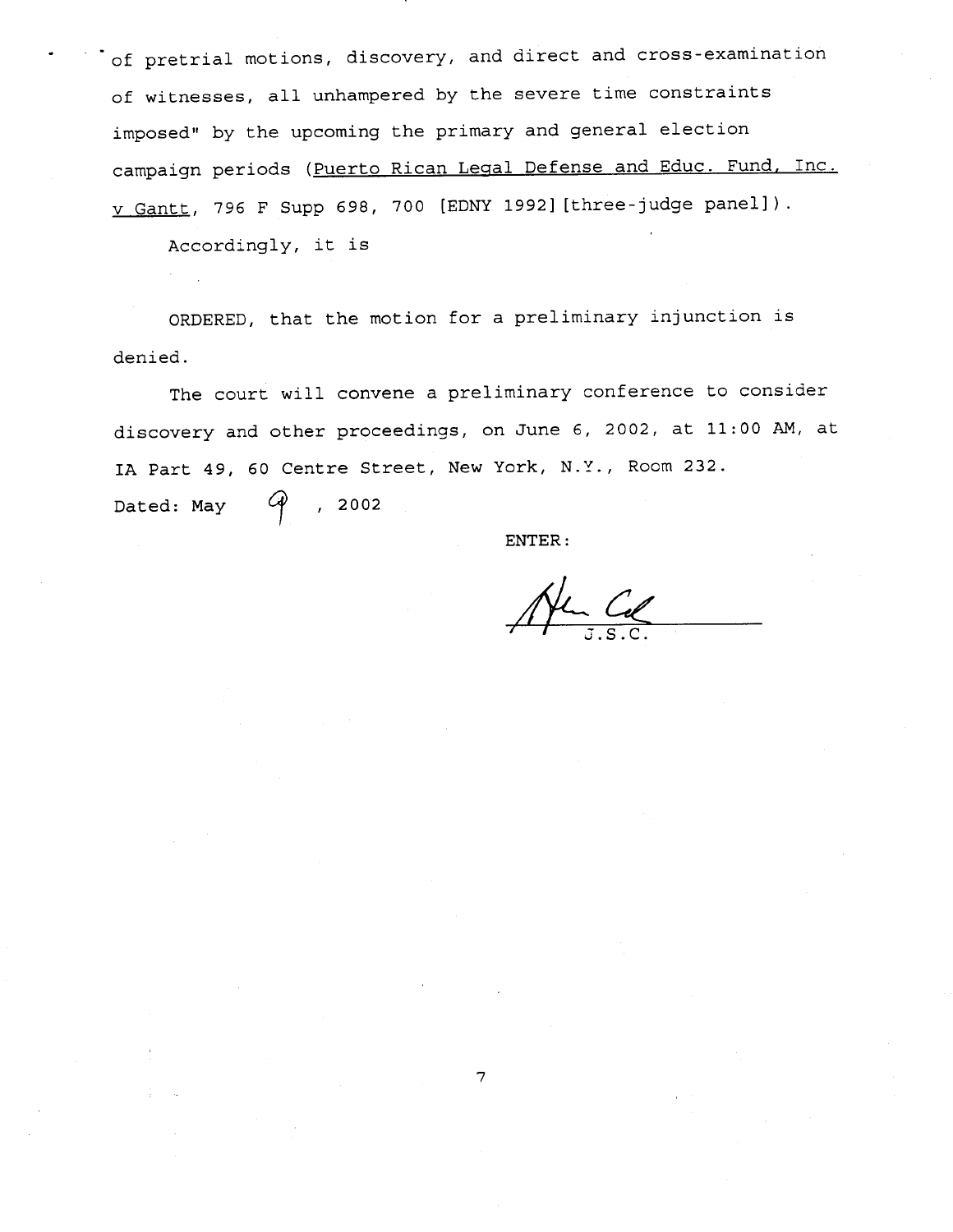of pretrial motions, discovery, and direct and cross-examination of witnesses, all unhampered by the severe time constraints imposed" by the upcoming the primary and general election campaign periods (Puerto Rican Legal Defense and Educ. Fund, Inc. v Gantt, 796 F Supp 698, 700 [EDNY 1992] [three-judge panel]).

Accordingly, it is

ORDERED, that the motion for a preliminary injunction is denied.

The court will convene a preliminary conference to consider discovery and other proceedings, on June 6, 2002, at 11:00 AM, at IA Part 49, 60 Centre Street, New York, N.Y., Room 232.

Dated: May 9, 2002

ENTER:

J.S.C.